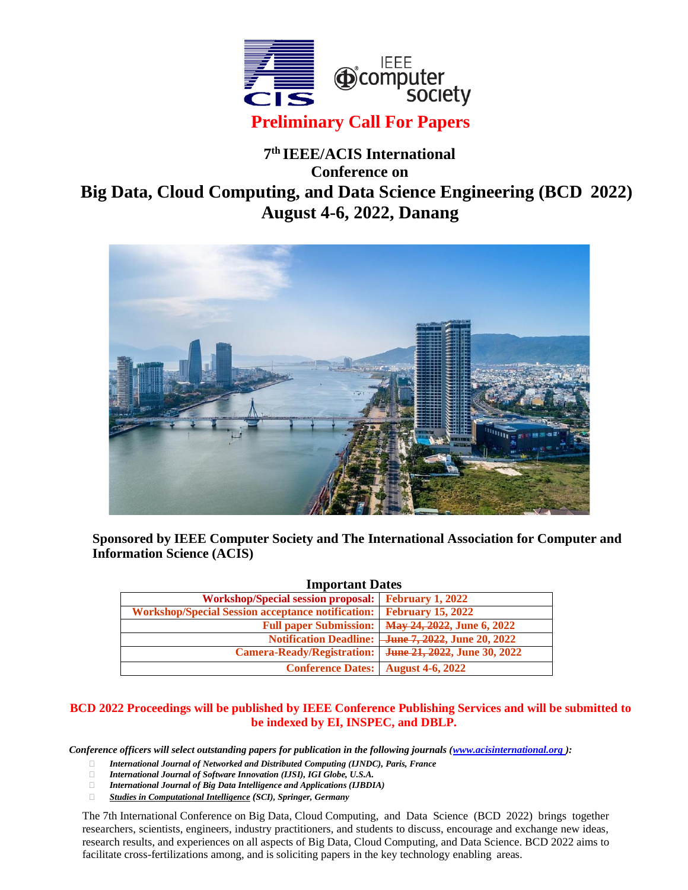# Preliminary Call For Papers

## 7th IEEE/ACIS International Conference on Big Data, Cloud Computing, and Data Science Engineering (BCD 2022)

## August 4-6, 2022, Danang

**Sponsored by IEEE Computer Society and The International Association for Computer and Information Science (ACIS)**

### Important Dates

| | |
|---|---|
| **Workshop/Special session proposal:** | **February 1, 2022** |
| **Workshop/Special Session acceptance notification:** | **February 15, 2022** |
| **Full paper Submission:** | **~~May 24, 2022~~, June 6, 2022** |
| **Notification Deadline:** | **~~June 7, 2022~~, June 20, 2022** |
| **Camera-Ready/Registration:** | **~~June 21, 2022~~, June 30, 2022** |
| **Conference Dates:** | **August 4-6, 2022** |

**BCD 2022 Proceedings will be published by IEEE Conference Publishing Services and will be submitted to be indexed by EI, INSPEC, and DBLP.**

***Conference officers will select outstanding papers for publication in the following journals (www.acisinternational.org ):***

- ***International Journal of Networked and Distributed Computing (IJNDC), Paris, France***
- ***International Journal of Software Innovation (IJSI), IGI Globe, U.S.A.***
- ***International Journal of Big Data Intelligence and Applications (IJBDIA)***
- ***Studies in Computational Intelligence (SCI), Springer, Germany***

The 7th International Conference on Big Data, Cloud Computing, and Data Science (BCD 2022) brings together researchers, scientists, engineers, industry practitioners, and students to discuss, encourage and exchange new ideas, research results, and experiences on all aspects of Big Data, Cloud Computing, and Data Science. BCD 2022 aims to facilitate cross-fertilizations among, and is soliciting papers in the key technology enabling areas.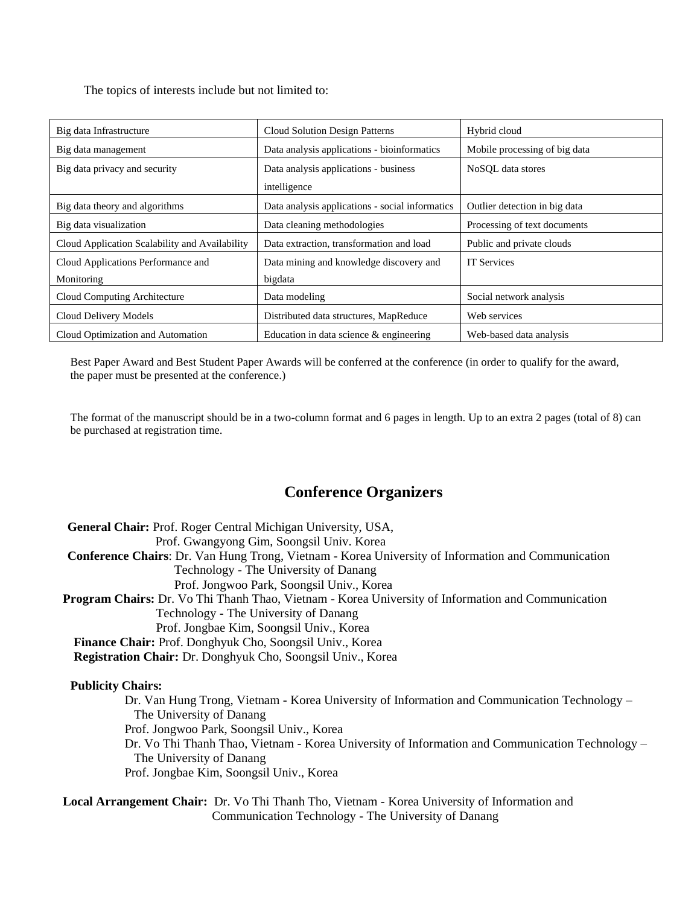The topics of interests include but not limited to:

| | | |
|---|---|---|
| Big data Infrastructure | Cloud Solution Design Patterns | Hybrid cloud |
| Big data management | Data analysis applications - bioinformatics | Mobile processing of big data |
| Big data privacy and security | Data analysis applications - business intelligence | NoSQL data stores |
| Big data theory and algorithms | Data analysis applications - social informatics | Outlier detection in big data |
| Big data visualization | Data cleaning methodologies | Processing of text documents |
| Cloud Application Scalability and Availability | Data extraction, transformation and load | Public and private clouds |
| Cloud Applications Performance and Monitoring | Data mining and knowledge discovery and bigdata | IT Services |
| Cloud Computing Architecture | Data modeling | Social network analysis |
| Cloud Delivery Models | Distributed data structures, MapReduce | Web services |
| Cloud Optimization and Automation | Education in data science & engineering | Web-based data analysis |

Best Paper Award and Best Student Paper Awards will be conferred at the conference (in order to qualify for the award, the paper must be presented at the conference.)

The format of the manuscript should be in a two-column format and 6 pages in length. Up to an extra 2 pages (total of 8) can be purchased at registration time.

## Conference Organizers

**General Chair:** Prof. Roger Central Michigan University, USA,
Prof. Gwangyong Gim, Soongsil Univ. Korea

**Conference Chairs**: Dr. Van Hung Trong, Vietnam - Korea University of Information and Communication Technology - The University of Danang
Prof. Jongwoo Park, Soongsil Univ., Korea

**Program Chairs:** Dr. Vo Thi Thanh Thao, Vietnam - Korea University of Information and Communication Technology - The University of Danang
Prof. Jongbae Kim, Soongsil Univ., Korea

**Finance Chair:** Prof. Donghyuk Cho, Soongsil Univ., Korea

**Registration Chair:** Dr. Donghyuk Cho, Soongsil Univ., Korea

**Publicity Chairs:**

Dr. Van Hung Trong, Vietnam - Korea University of Information and Communication Technology – The University of Danang
Prof. Jongwoo Park, Soongsil Univ., Korea
Dr. Vo Thi Thanh Thao, Vietnam - Korea University of Information and Communication Technology – The University of Danang
Prof. Jongbae Kim, Soongsil Univ., Korea

**Local Arrangement Chair:** Dr. Vo Thi Thanh Tho, Vietnam - Korea University of Information and Communication Technology - The University of Danang